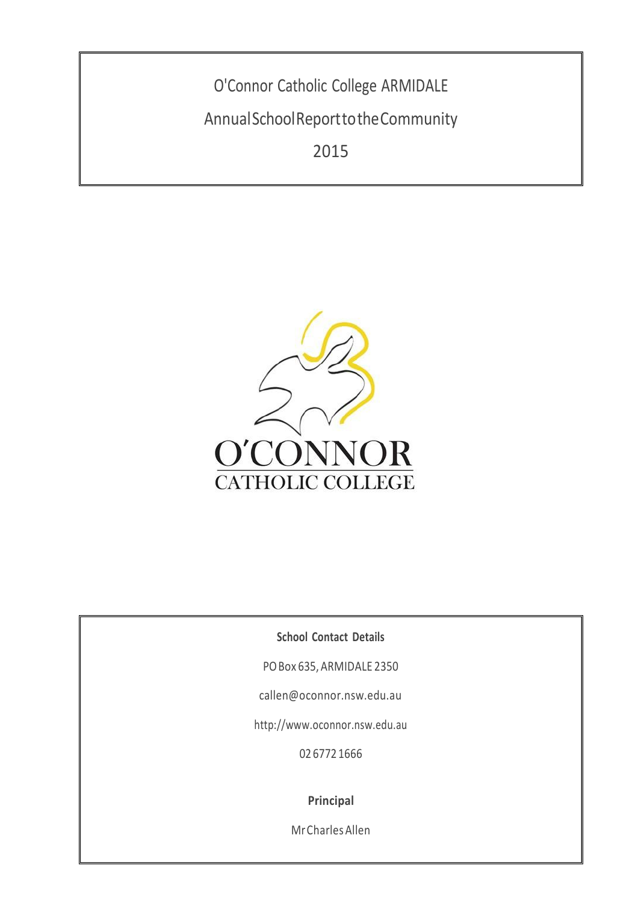# O'Connor Catholic College ARMIDALE

## Annual School Report to the Community

## 2015

O'CONNOR
CATHOLIC COLLEGE

**School Contact Details**

PO Box 635, ARMIDALE 2350

callen@oconnor.nsw.edu.au

http://www.oconnor.nsw.edu.au

02 6772 1666

**Principal**

Mr Charles Allen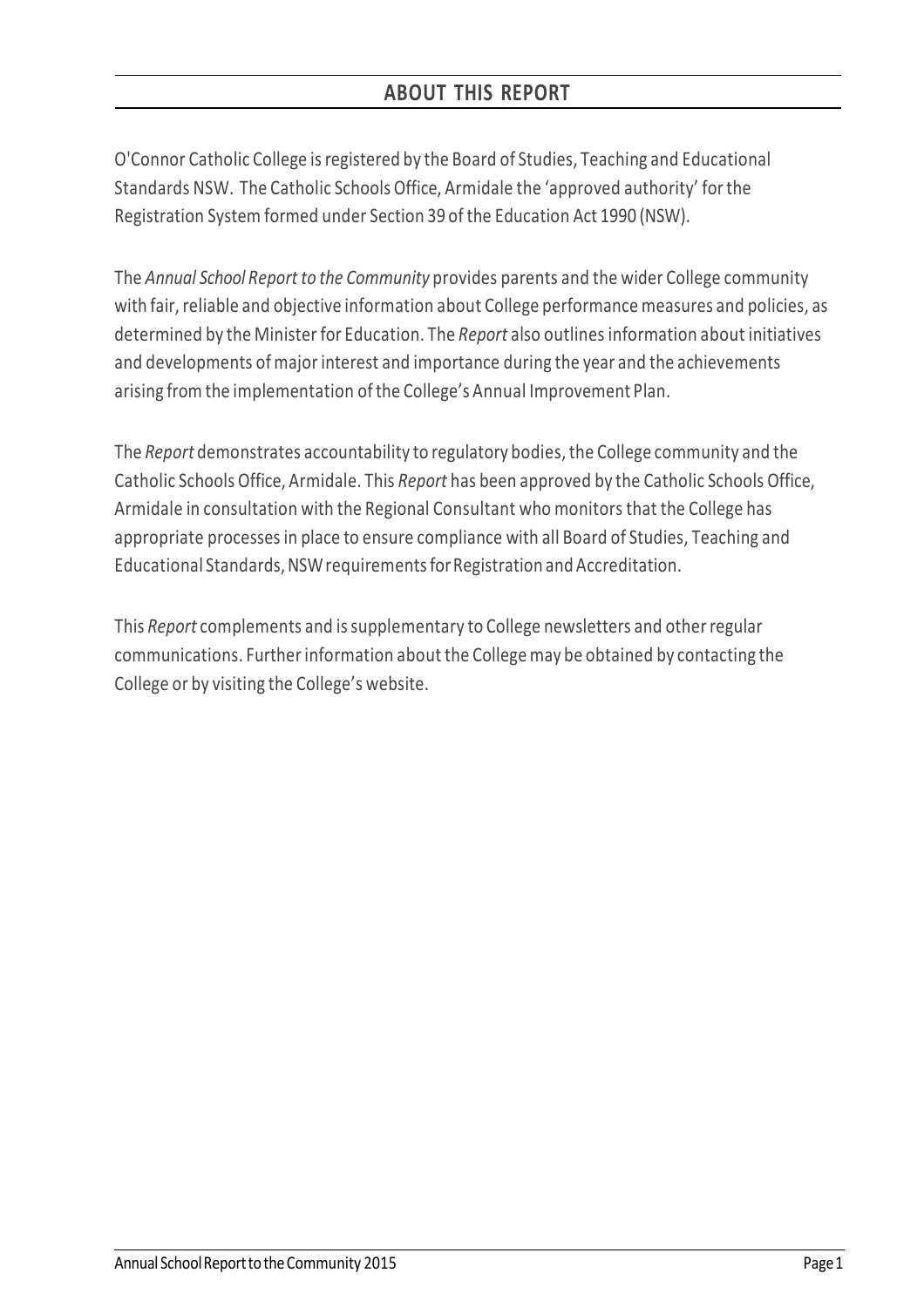## ABOUT THIS REPORT

O'Connor Catholic College is registered by the Board of Studies, Teaching and Educational Standards NSW. The Catholic Schools Office, Armidale the 'approved authority' for the Registration System formed under Section 39 of the Education Act 1990 (NSW).

The *Annual School Report to the Community* provides parents and the wider College community with fair, reliable and objective information about College performance measures and policies, as determined by the Minister for Education. The *Report* also outlines information about initiatives and developments of major interest and importance during the year and the achievements arising from the implementation of the College's Annual Improvement Plan.

The *Report* demonstrates accountability to regulatory bodies, the College community and the Catholic Schools Office, Armidale. This *Report* has been approved by the Catholic Schools Office, Armidale in consultation with the Regional Consultant who monitors that the College has appropriate processes in place to ensure compliance with all Board of Studies, Teaching and Educational Standards, NSW requirements for Registration and Accreditation.

This *Report* complements and is supplementary to College newsletters and other regular communications. Further information about the College may be obtained by contacting the College or by visiting the College's website.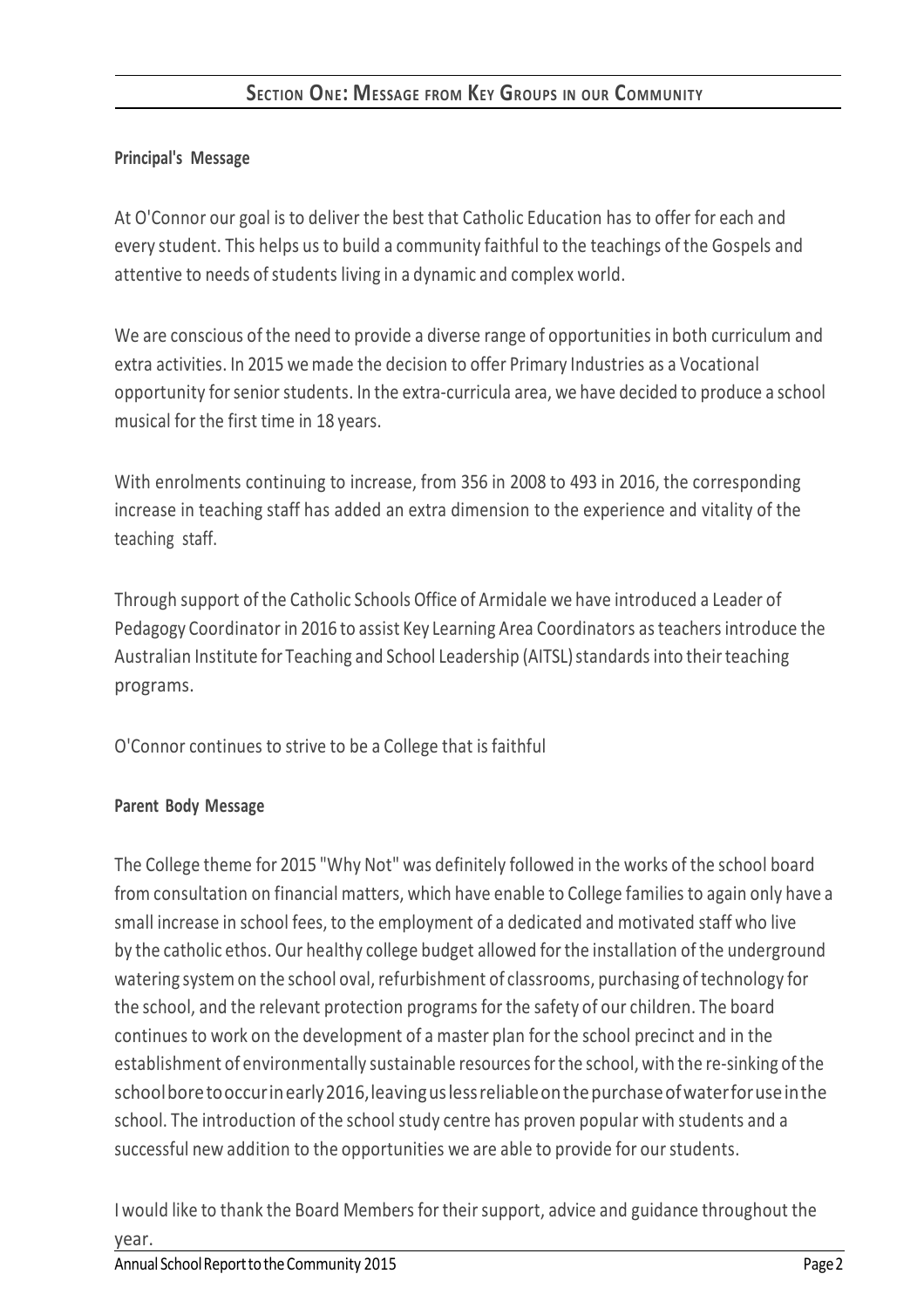## Section One: Message from Key Groups in our Community

**Principal's Message**

At O'Connor our goal is to deliver the best that Catholic Education has to offer for each and every student. This helps us to build a community faithful to the teachings of the Gospels and attentive to needs of students living in a dynamic and complex world.

We are conscious of the need to provide a diverse range of opportunities in both curriculum and extra activities. In 2015 we made the decision to offer Primary Industries as a Vocational opportunity for senior students. In the extra-curricula area, we have decided to produce a school musical for the first time in 18 years.

With enrolments continuing to increase, from 356 in 2008 to 493 in 2016, the corresponding increase in teaching staff has added an extra dimension to the experience and vitality of the teaching staff.

Through support of the Catholic Schools Office of Armidale we have introduced a Leader of Pedagogy Coordinator in 2016 to assist Key Learning Area Coordinators as teachers introduce the Australian Institute for Teaching and School Leadership (AITSL) standards into their teaching programs.

O'Connor continues to strive to be a College that is faithful

**Parent Body Message**

The College theme for 2015 "Why Not" was definitely followed in the works of the school board from consultation on financial matters, which have enable to College families to again only have a small increase in school fees, to the employment of a dedicated and motivated staff who live by the catholic ethos. Our healthy college budget allowed for the installation of the underground watering system on the school oval, refurbishment of classrooms, purchasing of technology for the school, and the relevant protection programs for the safety of our children. The board continues to work on the development of a master plan for the school precinct and in the establishment of environmentally sustainable resources for the school, with the re-sinking of the school bore to occur in early 2016, leaving us less reliable on the purchase of water for use in the school. The introduction of the school study centre has proven popular with students and a successful new addition to the opportunities we are able to provide for our students.

I would like to thank the Board Members for their support, advice and guidance throughout the year.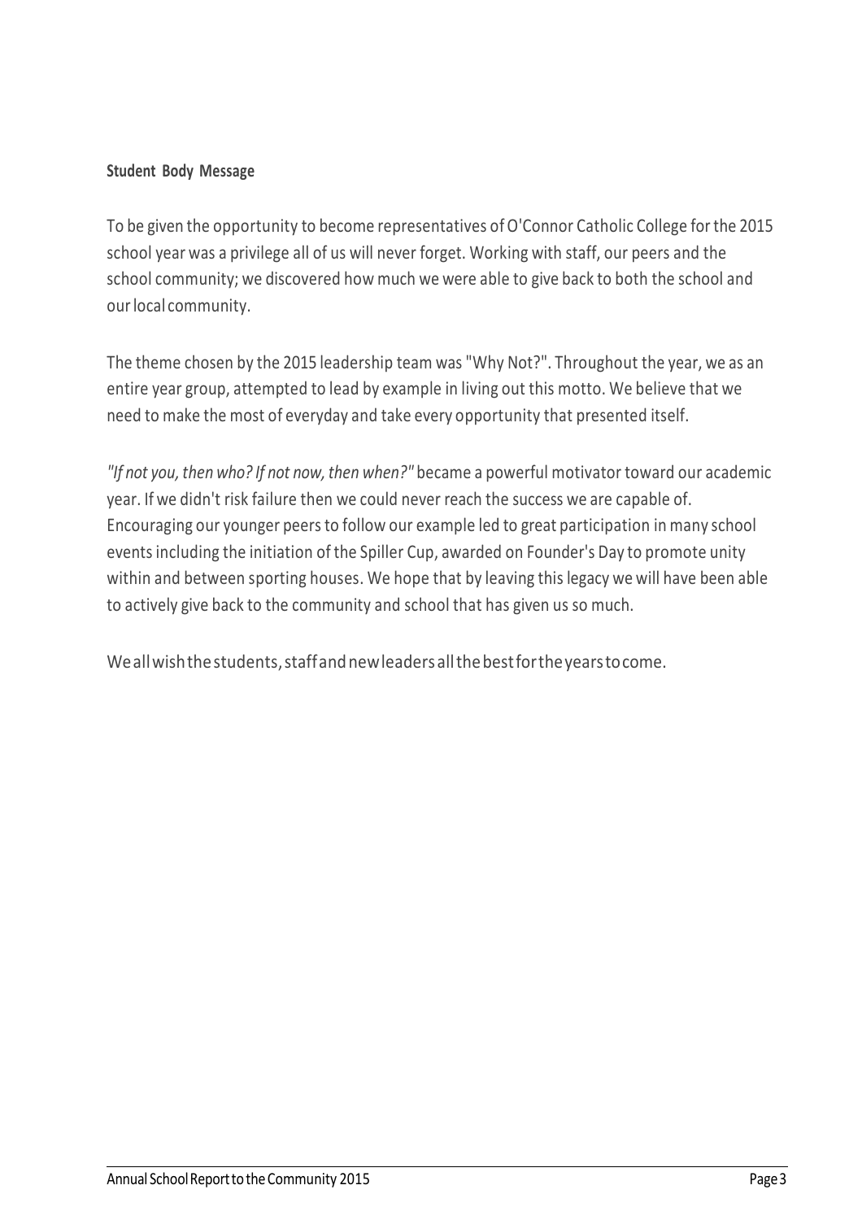**Student Body Message**

To be given the opportunity to become representatives of O'Connor Catholic College for the 2015 school year was a privilege all of us will never forget. Working with staff, our peers and the school community; we discovered how much we were able to give back to both the school and our local community.

The theme chosen by the 2015 leadership team was "Why Not?". Throughout the year, we as an entire year group, attempted to lead by example in living out this motto. We believe that we need to make the most of everyday and take every opportunity that presented itself.

*"If not you, then who? If not now, then when?"* became a powerful motivator toward our academic year. If we didn't risk failure then we could never reach the success we are capable of. Encouraging our younger peers to follow our example led to great participation in many school events including the initiation of the Spiller Cup, awarded on Founder's Day to promote unity within and between sporting houses. We hope that by leaving this legacy we will have been able to actively give back to the community and school that has given us so much.

We all wish the students, staff and new leaders all the best for the years to come.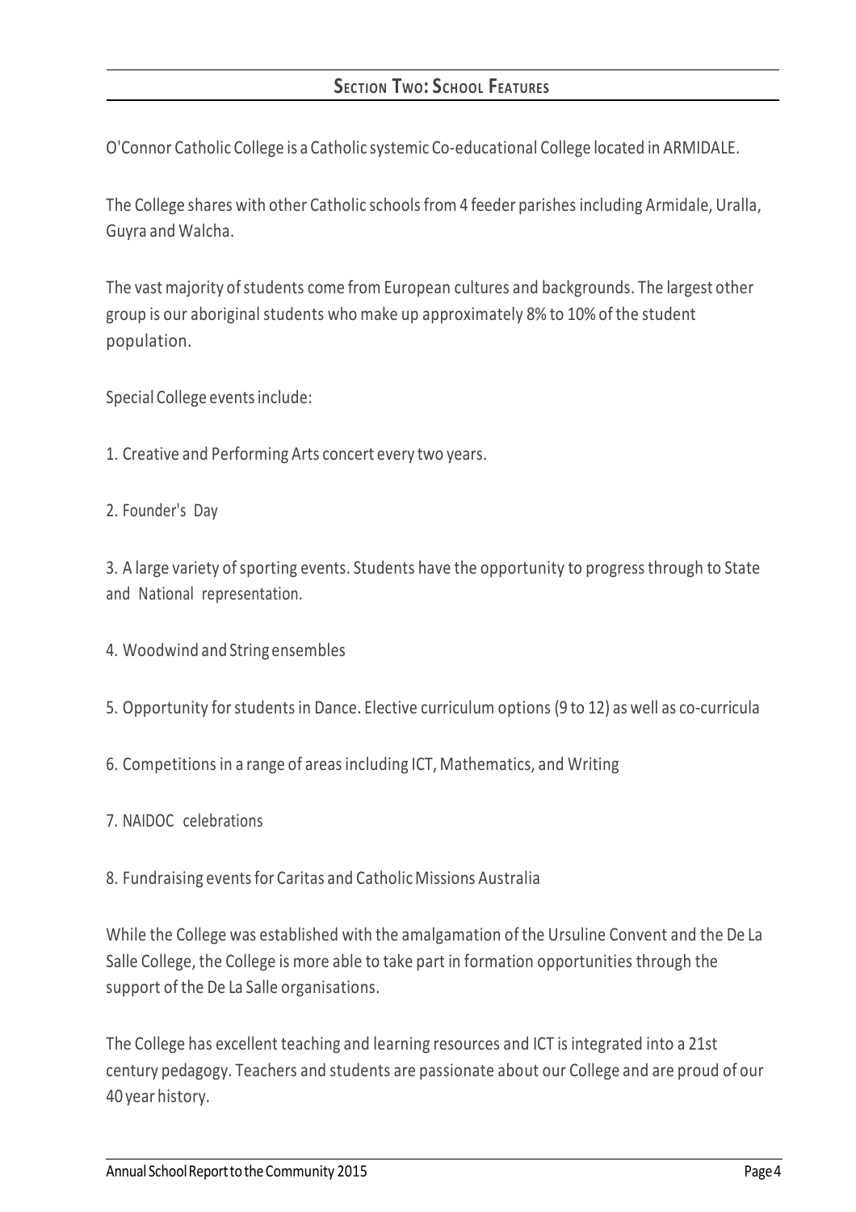## Section Two: School Features

O'Connor Catholic College is a Catholic systemic Co-educational College located in ARMIDALE.

The College shares with other Catholic schools from 4 feeder parishes including Armidale, Uralla, Guyra and Walcha.

The vast majority of students come from European cultures and backgrounds. The largest other group is our aboriginal students who make up approximately 8% to 10% of the student population.

Special College events include:

1. Creative and Performing Arts concert every two years.

2. Founder's Day

3. A large variety of sporting events. Students have the opportunity to progress through to State and National representation.

4. Woodwind and String ensembles

5. Opportunity for students in Dance. Elective curriculum options (9 to 12) as well as co-curricula

6. Competitions in a range of areas including ICT, Mathematics, and Writing

7. NAIDOC celebrations

8. Fundraising events for Caritas and Catholic Missions Australia

While the College was established with the amalgamation of the Ursuline Convent and the De La Salle College, the College is more able to take part in formation opportunities through the support of the De La Salle organisations.

The College has excellent teaching and learning resources and ICT is integrated into a 21st century pedagogy. Teachers and students are passionate about our College and are proud of our 40 year history.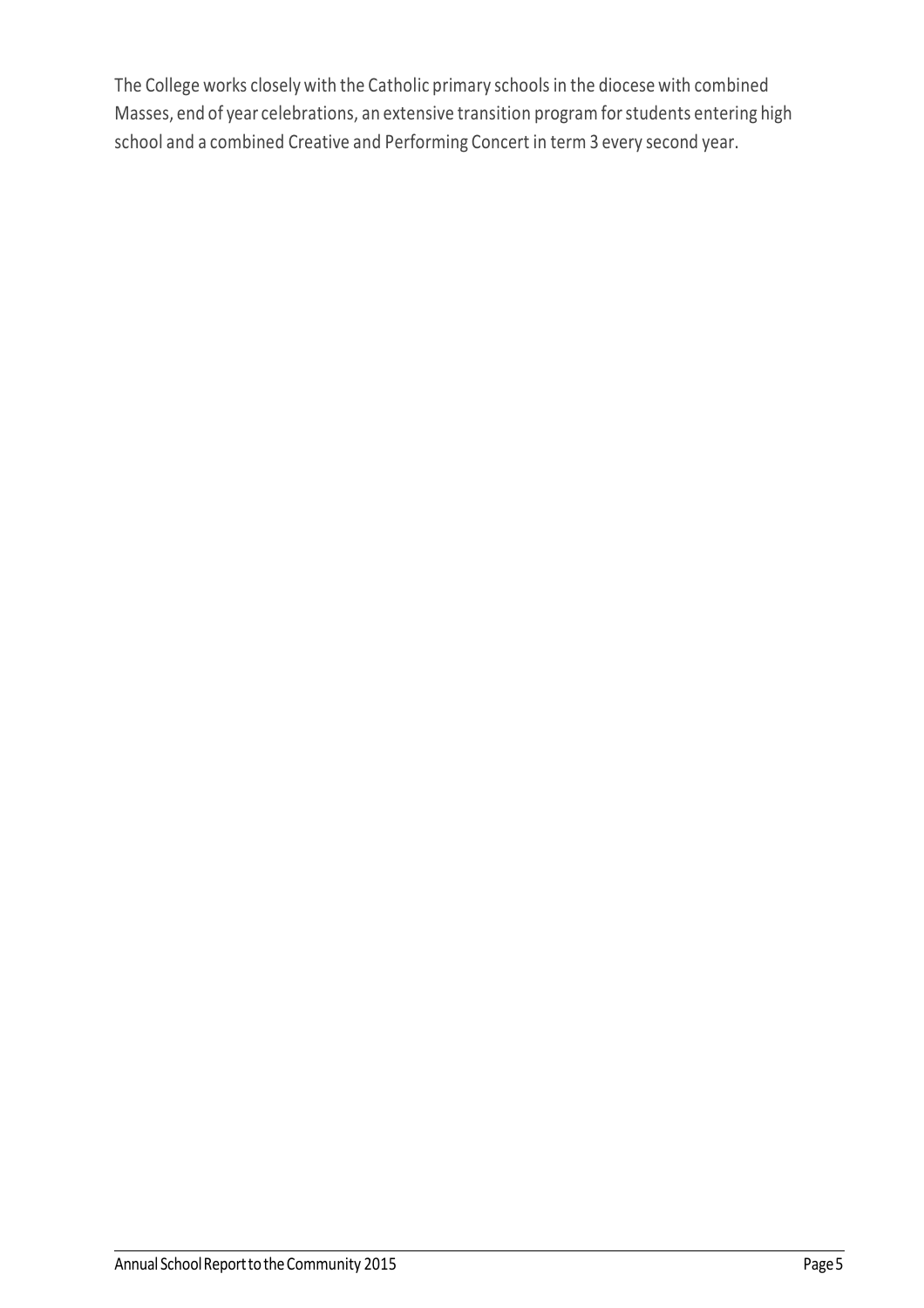The College works closely with the Catholic primary schools in the diocese with combined Masses, end of year celebrations, an extensive transition program for students entering high school and a combined Creative and Performing Concert in term 3 every second year.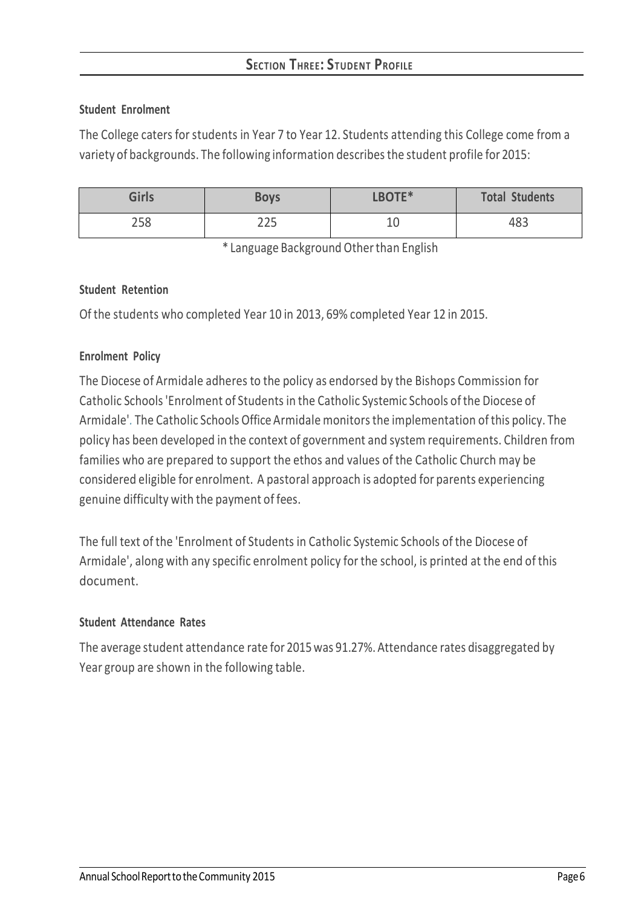## SECTION THREE: STUDENT PROFILE

### Student Enrolment

The College caters for students in Year 7 to Year 12. Students attending this College come from a variety of backgrounds. The following information describes the student profile for 2015:

| Girls | Boys | LBOTE* | Total Students |
|---|---|---|---|
| 258 | 225 | 10 | 483 |

* Language Background Other than English

### Student Retention

Of the students who completed Year 10 in 2013, 69% completed Year 12 in 2015.

### Enrolment Policy

The Diocese of Armidale adheres to the policy as endorsed by the Bishops Commission for Catholic Schools 'Enrolment of Students in the Catholic Systemic Schools of the Diocese of Armidale'. The Catholic Schools Office Armidale monitors the implementation of this policy. The policy has been developed in the context of government and system requirements. Children from families who are prepared to support the ethos and values of the Catholic Church may be considered eligible for enrolment. A pastoral approach is adopted for parents experiencing genuine difficulty with the payment of fees.

The full text of the 'Enrolment of Students in Catholic Systemic Schools of the Diocese of Armidale', along with any specific enrolment policy for the school, is printed at the end of this document.

### Student Attendance Rates

The average student attendance rate for 2015 was 91.27%. Attendance rates disaggregated by Year group are shown in the following table.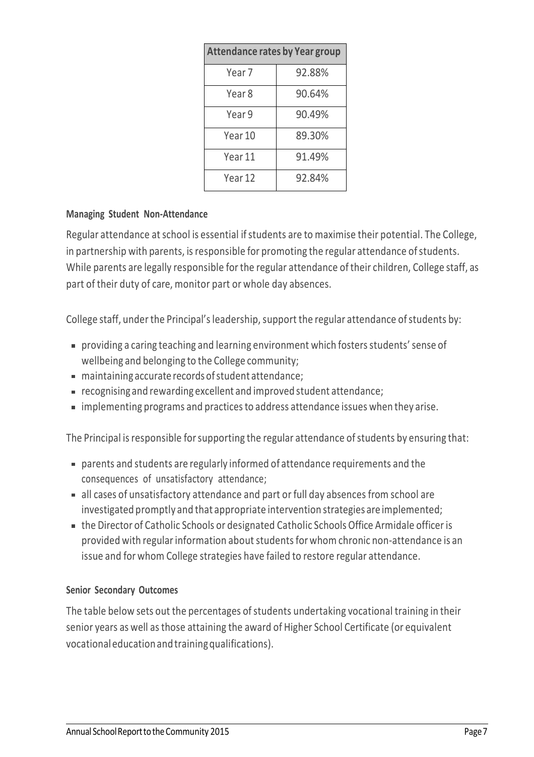| Attendance rates by Year group | |
|---|---|
| Year 7 | 92.88% |
| Year 8 | 90.64% |
| Year 9 | 90.49% |
| Year 10 | 89.30% |
| Year 11 | 91.49% |
| Year 12 | 92.84% |

#### Managing Student Non-Attendance

Regular attendance at school is essential if students are to maximise their potential. The College, in partnership with parents, is responsible for promoting the regular attendance of students. While parents are legally responsible for the regular attendance of their children, College staff, as part of their duty of care, monitor part or whole day absences.

College staff, under the Principal's leadership, support the regular attendance of students by:

- providing a caring teaching and learning environment which fosters students' sense of wellbeing and belonging to the College community;
- maintaining accurate records of student attendance;
- recognising and rewarding excellent and improved student attendance;
- implementing programs and practices to address attendance issues when they arise.

The Principal is responsible for supporting the regular attendance of students by ensuring that:

- parents and students are regularly informed of attendance requirements and the consequences of unsatisfactory attendance;
- all cases of unsatisfactory attendance and part or full day absences from school are investigated promptly and that appropriate intervention strategies are implemented;
- the Director of Catholic Schools or designated Catholic Schools Office Armidale officer is provided with regular information about students for whom chronic non-attendance is an issue and for whom College strategies have failed to restore regular attendance.

#### Senior Secondary Outcomes

The table below sets out the percentages of students undertaking vocational training in their senior years as well as those attaining the award of Higher School Certificate (or equivalent vocational education and training qualifications).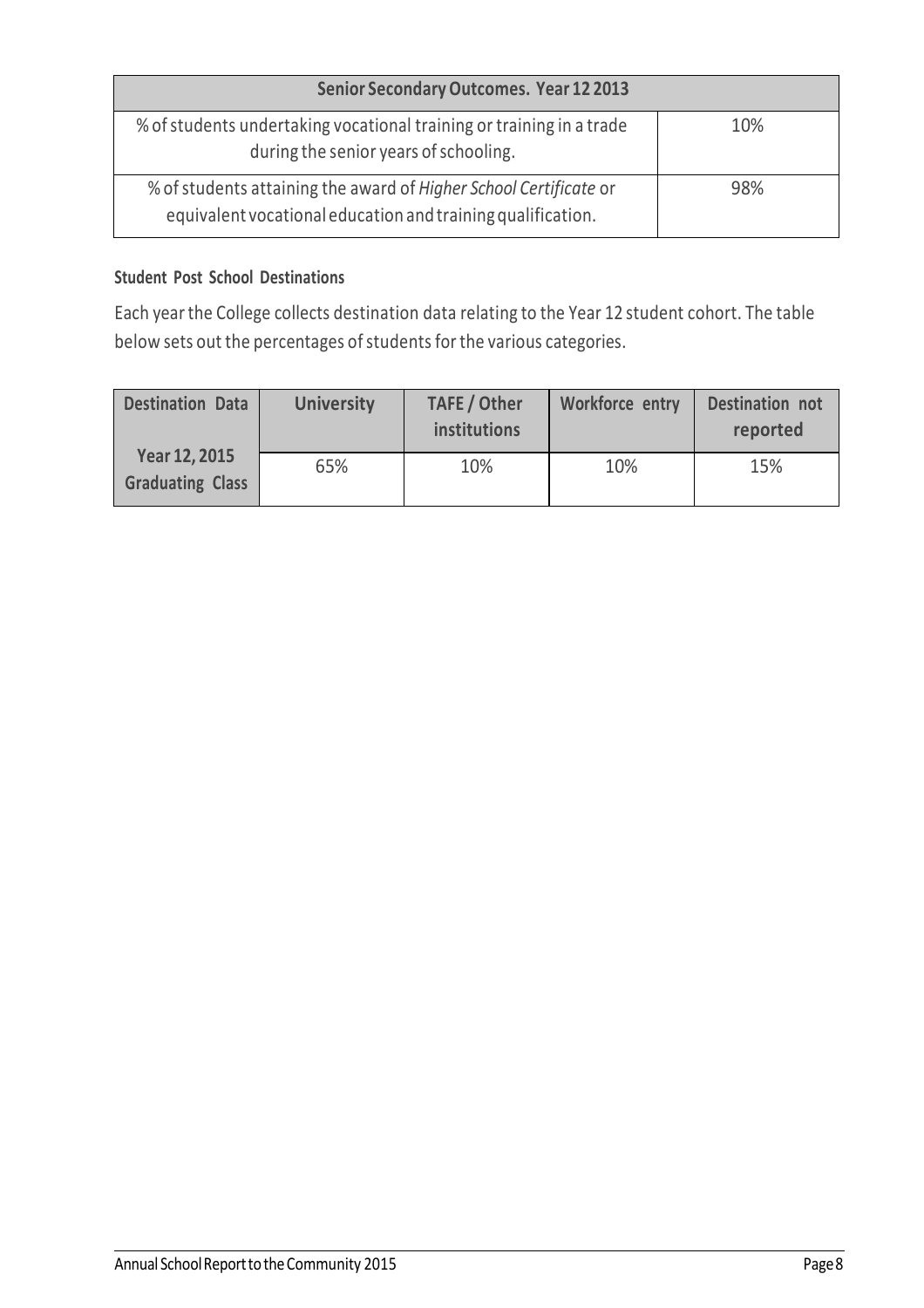| Senior Secondary Outcomes. Year 12 2013 | |
|---|---|
| % of students undertaking vocational training or training in a trade during the senior years of schooling. | 10% |
| % of students attaining the award of *Higher School Certificate* or equivalent vocational education and training qualification. | 98% |

### Student Post School Destinations

Each year the College collects destination data relating to the Year 12 student cohort. The table below sets out the percentages of students for the various categories.

| Destination Data | University | TAFE / Other institutions | Workforce entry | Destination not reported |
|---|---|---|---|---|
| Year 12, 2015 Graduating Class | 65% | 10% | 10% | 15% |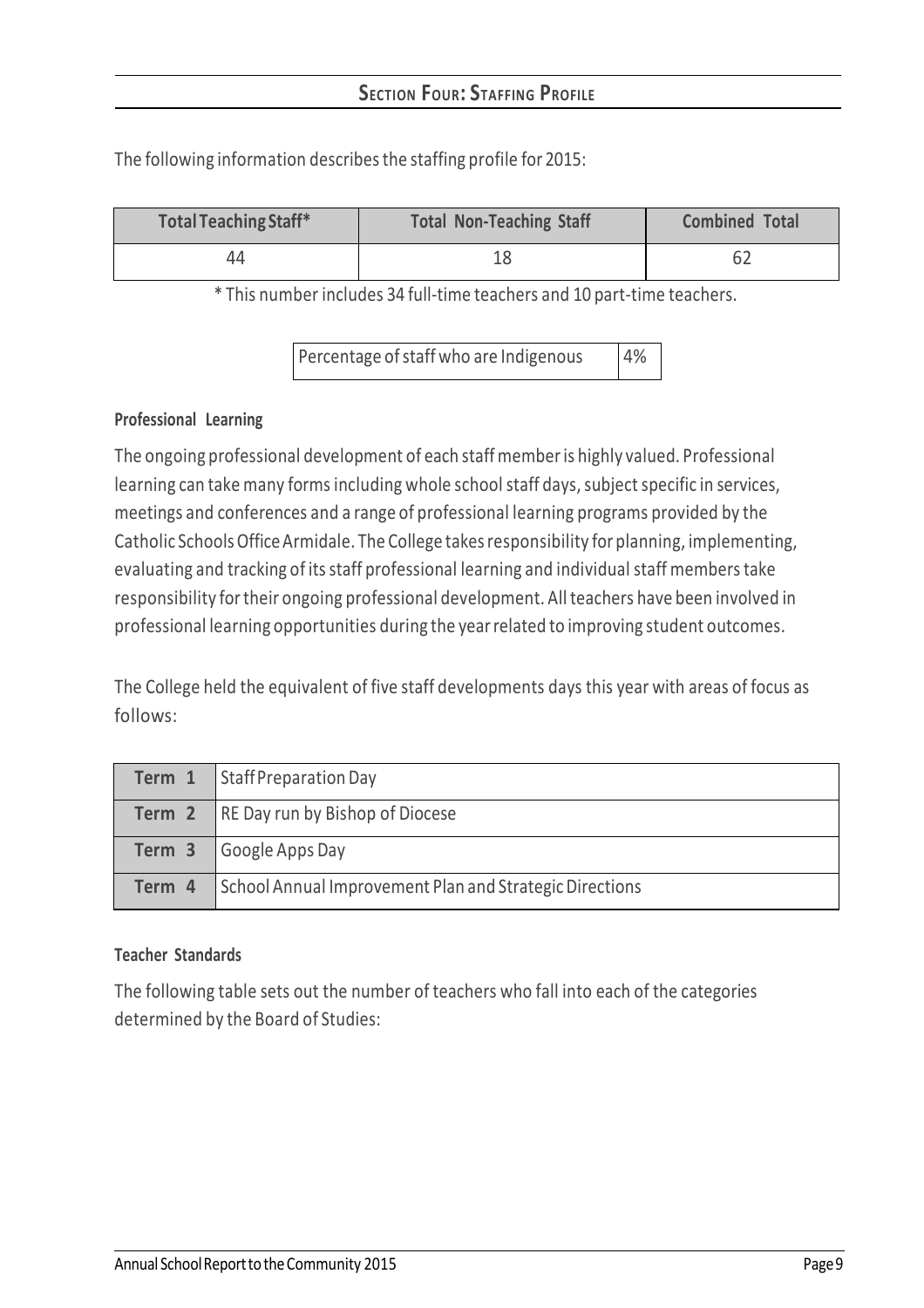## Section Four: Staffing Profile

The following information describes the staffing profile for 2015:

| Total Teaching Staff* | Total Non-Teaching Staff | Combined Total |
|---|---|---|
| 44 | 18 | 62 |

* This number includes 34 full-time teachers and 10 part-time teachers.

| Percentage of staff who are Indigenous | 4% |
|---|---|

### Professional Learning

The ongoing professional development of each staff member is highly valued. Professional learning can take many forms including whole school staff days, subject specific in services, meetings and conferences and a range of professional learning programs provided by the Catholic Schools Office Armidale. The College takes responsibility for planning, implementing, evaluating and tracking of its staff professional learning and individual staff members take responsibility for their ongoing professional development. All teachers have been involved in professional learning opportunities during the year related to improving student outcomes.

The College held the equivalent of five staff developments days this year with areas of focus as follows:

| Term | Focus |
|---|---|
| Term 1 | Staff Preparation Day |
| Term 2 | RE Day run by Bishop of Diocese |
| Term 3 | Google Apps Day |
| Term 4 | School Annual Improvement Plan and Strategic Directions |

### Teacher Standards

The following table sets out the number of teachers who fall into each of the categories determined by the Board of Studies: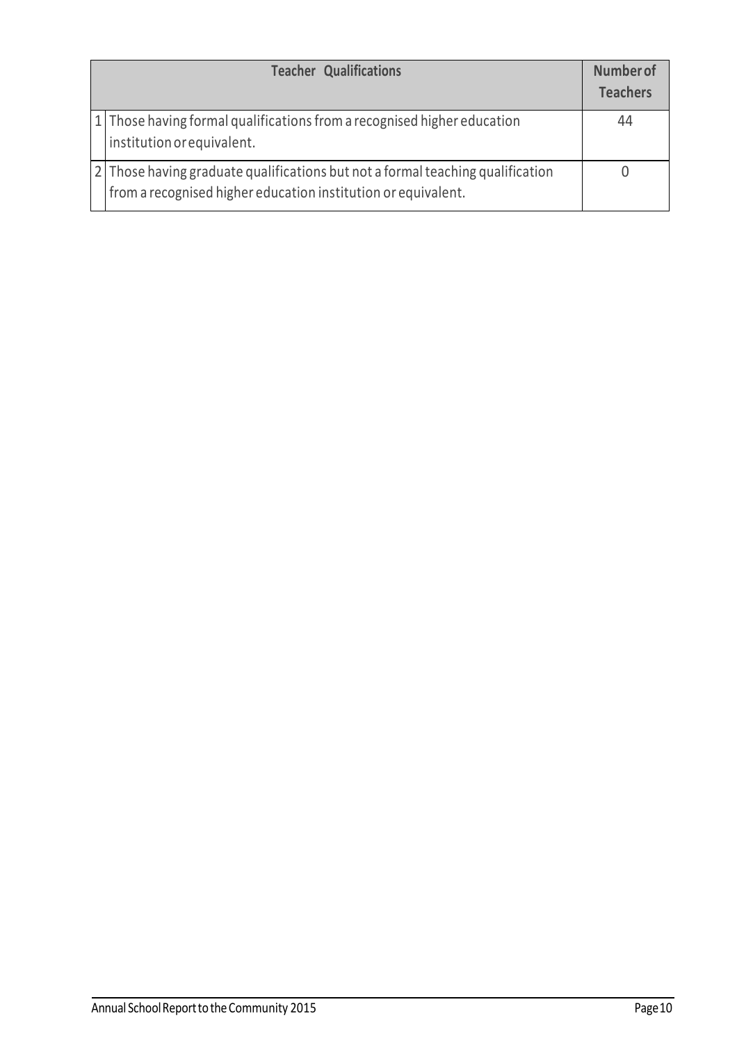| | Teacher Qualifications | Number of Teachers |
|---|---|---|
| 1 | Those having formal qualifications from a recognised higher education institution or equivalent. | 44 |
| 2 | Those having graduate qualifications but not a formal teaching qualification from a recognised higher education institution or equivalent. | 0 |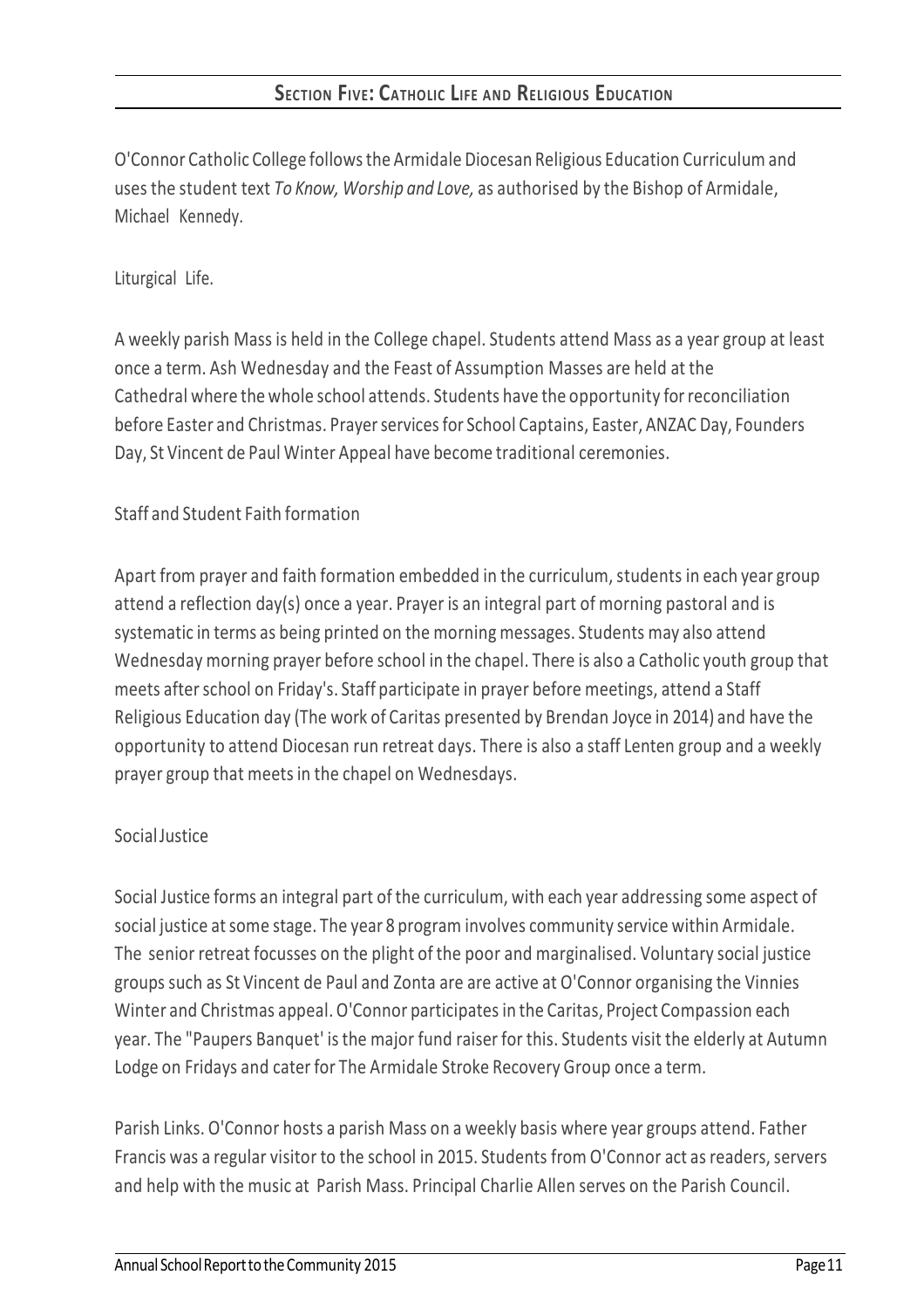## SECTION FIVE: CATHOLIC LIFE AND RELIGIOUS EDUCATION

O'Connor Catholic College follows the Armidale Diocesan Religious Education Curriculum and uses the student text *To Know, Worship and Love,* as authorised by the Bishop of Armidale, Michael Kennedy.

Liturgical Life.

A weekly parish Mass is held in the College chapel. Students attend Mass as a year group at least once a term. Ash Wednesday and the Feast of Assumption Masses are held at the Cathedral where the whole school attends. Students have the opportunity for reconciliation before Easter and Christmas. Prayer services for School Captains, Easter, ANZAC Day, Founders Day, St Vincent de Paul Winter Appeal have become traditional ceremonies.

Staff and Student Faith formation

Apart from prayer and faith formation embedded in the curriculum, students in each year group attend a reflection day(s) once a year. Prayer is an integral part of morning pastoral and is systematic in terms as being printed on the morning messages. Students may also attend Wednesday morning prayer before school in the chapel. There is also a Catholic youth group that meets after school on Friday's. Staff participate in prayer before meetings, attend a Staff Religious Education day (The work of Caritas presented by Brendan Joyce in 2014) and have the opportunity to attend Diocesan run retreat days. There is also a staff Lenten group and a weekly prayer group that meets in the chapel on Wednesdays.

Social Justice

Social Justice forms an integral part of the curriculum, with each year addressing some aspect of social justice at some stage. The year 8 program involves community service within Armidale. The senior retreat focusses on the plight of the poor and marginalised. Voluntary social justice groups such as St Vincent de Paul and Zonta are are active at O'Connor organising the Vinnies Winter and Christmas appeal. O'Connor participates in the Caritas, Project Compassion each year. The "Paupers Banquet' is the major fund raiser for this. Students visit the elderly at Autumn Lodge on Fridays and cater for The Armidale Stroke Recovery Group once a term.

Parish Links. O'Connor hosts a parish Mass on a weekly basis where year groups attend. Father Francis was a regular visitor to the school in 2015. Students from O'Connor act as readers, servers and help with the music at Parish Mass. Principal Charlie Allen serves on the Parish Council.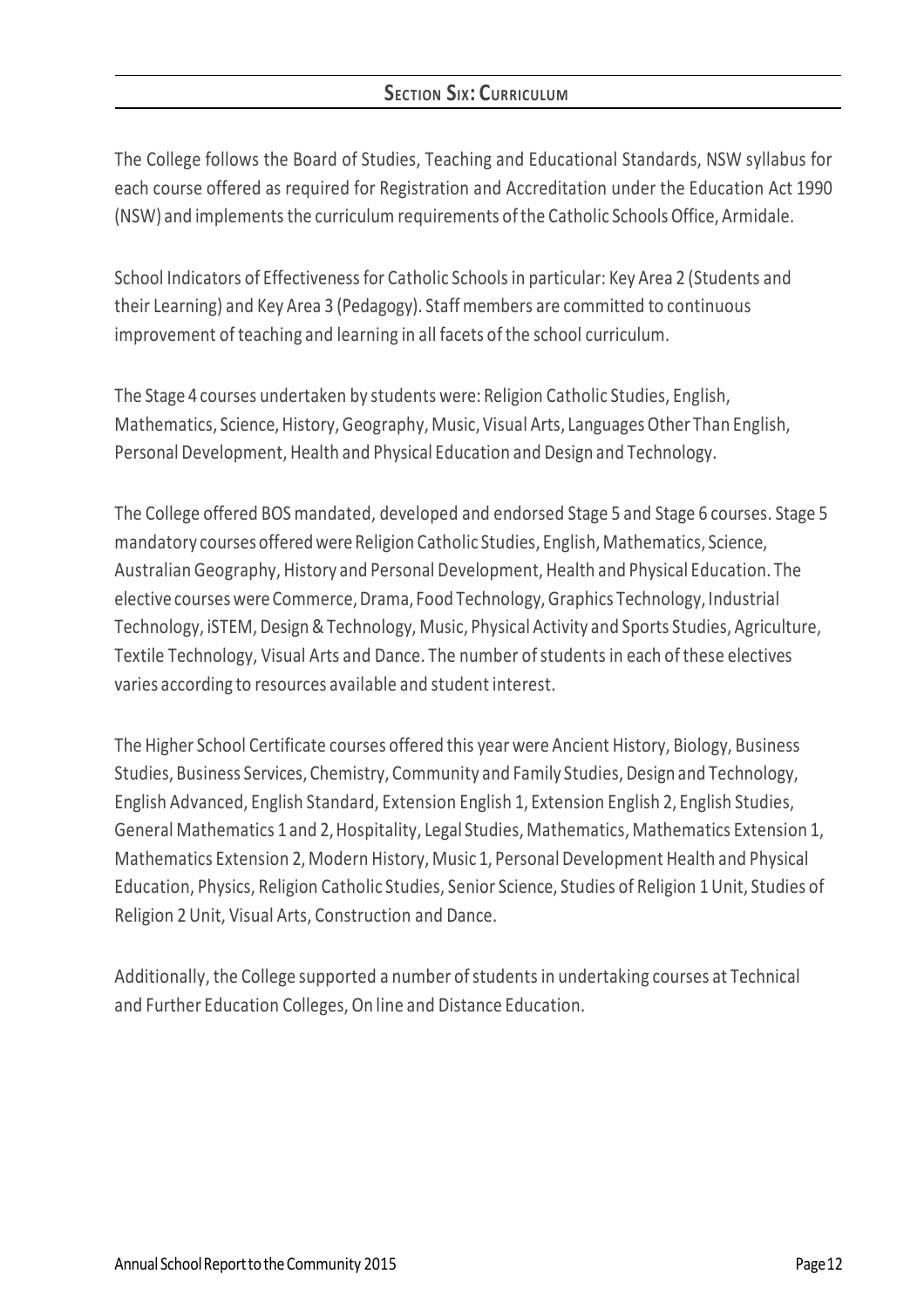## Section Six: Curriculum

The College follows the Board of Studies, Teaching and Educational Standards, NSW syllabus for each course offered as required for Registration and Accreditation under the Education Act 1990 (NSW) and implements the curriculum requirements of the Catholic Schools Office, Armidale.

School Indicators of Effectiveness for Catholic Schools in particular: Key Area 2 (Students and their Learning) and Key Area 3 (Pedagogy). Staff members are committed to continuous improvement of teaching and learning in all facets of the school curriculum.

The Stage 4 courses undertaken by students were: Religion Catholic Studies, English, Mathematics, Science, History, Geography, Music, Visual Arts, Languages Other Than English, Personal Development, Health and Physical Education and Design and Technology.

The College offered BOS mandated, developed and endorsed Stage 5 and Stage 6 courses. Stage 5 mandatory courses offered were Religion Catholic Studies, English, Mathematics, Science, Australian Geography, History and Personal Development, Health and Physical Education. The elective courses were Commerce, Drama, Food Technology, Graphics Technology, Industrial Technology, iSTEM, Design & Technology, Music, Physical Activity and Sports Studies, Agriculture, Textile Technology, Visual Arts and Dance. The number of students in each of these electives varies according to resources available and student interest.

The Higher School Certificate courses offered this year were Ancient History, Biology, Business Studies, Business Services, Chemistry, Community and Family Studies, Design and Technology, English Advanced, English Standard, Extension English 1, Extension English 2, English Studies, General Mathematics 1 and 2, Hospitality, Legal Studies, Mathematics, Mathematics Extension 1, Mathematics Extension 2, Modern History, Music 1, Personal Development Health and Physical Education, Physics, Religion Catholic Studies, Senior Science, Studies of Religion 1 Unit, Studies of Religion 2 Unit, Visual Arts, Construction and Dance.

Additionally, the College supported a number of students in undertaking courses at Technical and Further Education Colleges, On line and Distance Education.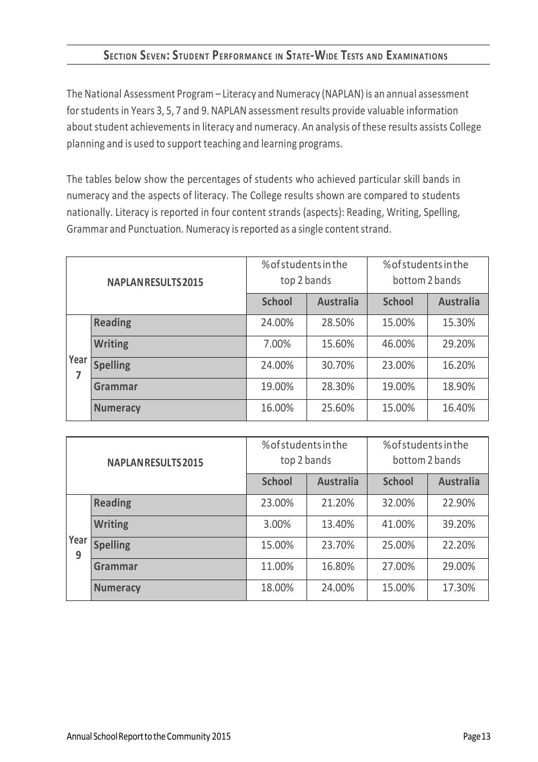## SECTION SEVEN: STUDENT PERFORMANCE IN STATE-WIDE TESTS AND EXAMINATIONS

The National Assessment Program – Literacy and Numeracy (NAPLAN) is an annual assessment for students in Years 3, 5, 7 and 9. NAPLAN assessment results provide valuable information about student achievements in literacy and numeracy. An analysis of these results assists College planning and is used to support teaching and learning programs.

The tables below show the percentages of students who achieved particular skill bands in numeracy and the aspects of literacy. The College results shown are compared to students nationally. Literacy is reported in four content strands (aspects): Reading, Writing, Spelling, Grammar and Punctuation. Numeracy is reported as a single content strand.

| NAPLAN RESULTS 2015 | | % of students in the top 2 bands | | % of students in the bottom 2 bands | |
|---|---|---|---|---|---|
| | | **School** | **Australia** | **School** | **Australia** |
| Year 7 | **Reading** | 24.00% | 28.50% | 15.00% | 15.30% |
| | **Writing** | 7.00% | 15.60% | 46.00% | 29.20% |
| | **Spelling** | 24.00% | 30.70% | 23.00% | 16.20% |
| | **Grammar** | 19.00% | 28.30% | 19.00% | 18.90% |
| | **Numeracy** | 16.00% | 25.60% | 15.00% | 16.40% |

| NAPLAN RESULTS 2015 | | % of students in the top 2 bands | | % of students in the bottom 2 bands | |
|---|---|---|---|---|---|
| | | **School** | **Australia** | **School** | **Australia** |
| Year 9 | **Reading** | 23.00% | 21.20% | 32.00% | 22.90% |
| | **Writing** | 3.00% | 13.40% | 41.00% | 39.20% |
| | **Spelling** | 15.00% | 23.70% | 25.00% | 22.20% |
| | **Grammar** | 11.00% | 16.80% | 27.00% | 29.00% |
| | **Numeracy** | 18.00% | 24.00% | 15.00% | 17.30% |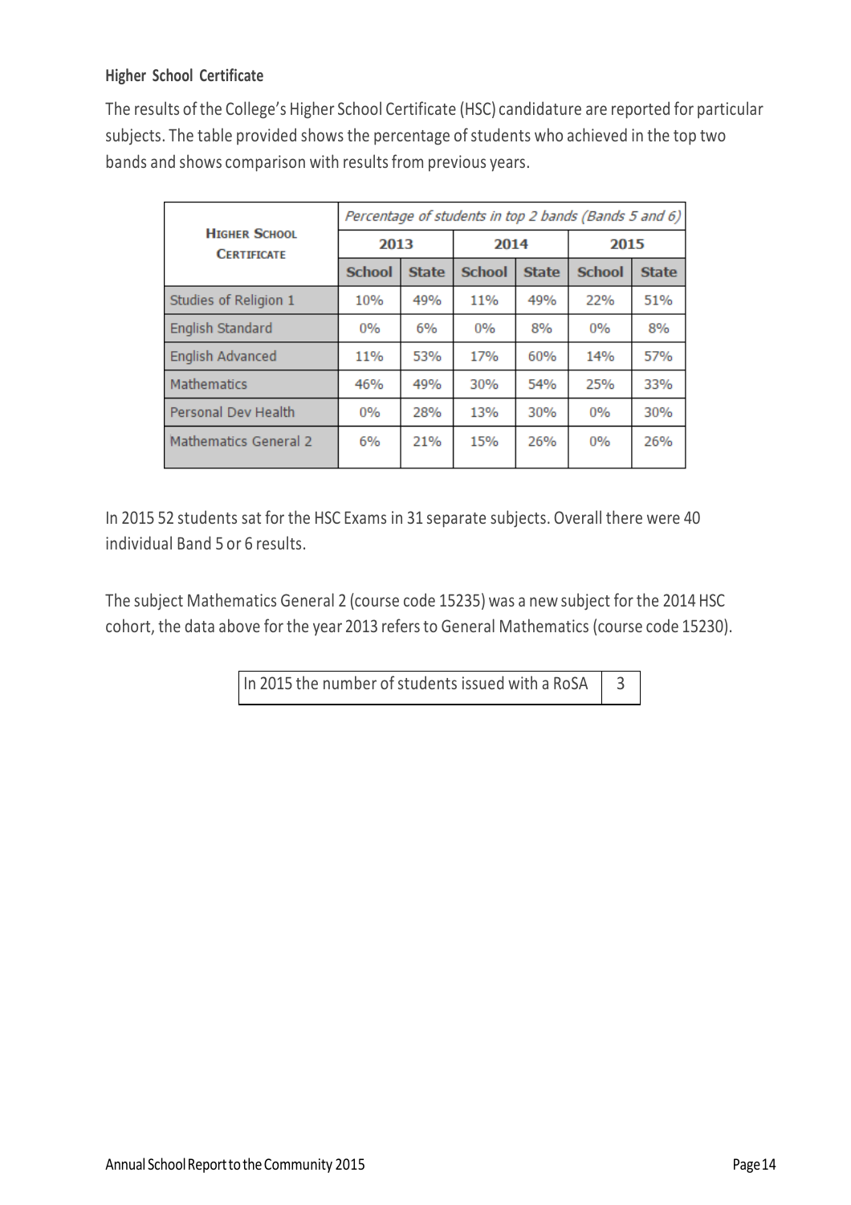### Higher School Certificate

The results of the College's Higher School Certificate (HSC) candidature are reported for particular subjects. The table provided shows the percentage of students who achieved in the top two bands and shows comparison with results from previous years.

| Higher School Certificate | *Percentage of students in top 2 bands (Bands 5 and 6)* | | | | | |
|---|---|---|---|---|---|---|
| | 2013 | | 2014 | | 2015 | |
| | School | State | School | State | School | State |
| Studies of Religion 1 | 10% | 49% | 11% | 49% | 22% | 51% |
| English Standard | 0% | 6% | 0% | 8% | 0% | 8% |
| English Advanced | 11% | 53% | 17% | 60% | 14% | 57% |
| Mathematics | 46% | 49% | 30% | 54% | 25% | 33% |
| Personal Dev Health | 0% | 28% | 13% | 30% | 0% | 30% |
| Mathematics General 2 | 6% | 21% | 15% | 26% | 0% | 26% |

In 2015 52 students sat for the HSC Exams in 31 separate subjects. Overall there were 40 individual Band 5 or 6 results.

The subject Mathematics General 2 (course code 15235) was a new subject for the 2014 HSC cohort, the data above for the year 2013 refers to General Mathematics (course code 15230).

| In 2015 the number of students issued with a RoSA | 3 |
|---|---|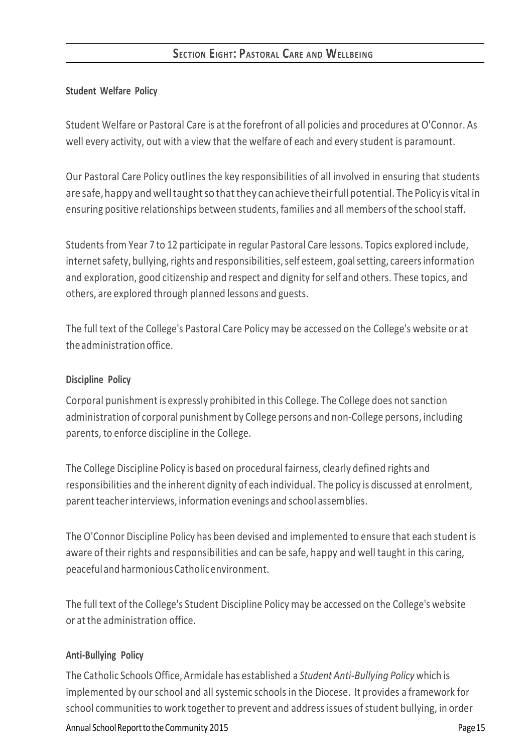## SECTION EIGHT: PASTORAL CARE AND WELLBEING

**Student Welfare Policy**

Student Welfare or Pastoral Care is at the forefront of all policies and procedures at O'Connor. As well every activity, out with a view that the welfare of each and every student is paramount.

Our Pastoral Care Policy outlines the key responsibilities of all involved in ensuring that students are safe, happy and well taught so that they can achieve their full potential. The Policy is vital in ensuring positive relationships between students, families and all members of the school staff.

Students from Year 7 to 12 participate in regular Pastoral Care lessons. Topics explored include, internet safety, bullying, rights and responsibilities, self esteem, goal setting, careers information and exploration, good citizenship and respect and dignity for self and others. These topics, and others, are explored through planned lessons and guests.

The full text of the College's Pastoral Care Policy may be accessed on the College's website or at the administration office.

**Discipline Policy**

Corporal punishment is expressly prohibited in this College. The College does not sanction administration of corporal punishment by College persons and non-College persons, including parents, to enforce discipline in the College.

The College Discipline Policy is based on procedural fairness, clearly defined rights and responsibilities and the inherent dignity of each individual. The policy is discussed at enrolment, parent teacher interviews, information evenings and school assemblies.

The O'Connor Discipline Policy has been devised and implemented to ensure that each student is aware of their rights and responsibilities and can be safe, happy and well taught in this caring, peaceful and harmonious Catholic environment.

The full text of the College's Student Discipline Policy may be accessed on the College's website or at the administration office.

**Anti-Bullying Policy**

The Catholic Schools Office, Armidale has established a *Student Anti-Bullying Policy* which is implemented by our school and all systemic schools in the Diocese. It provides a framework for school communities to work together to prevent and address issues of student bullying, in order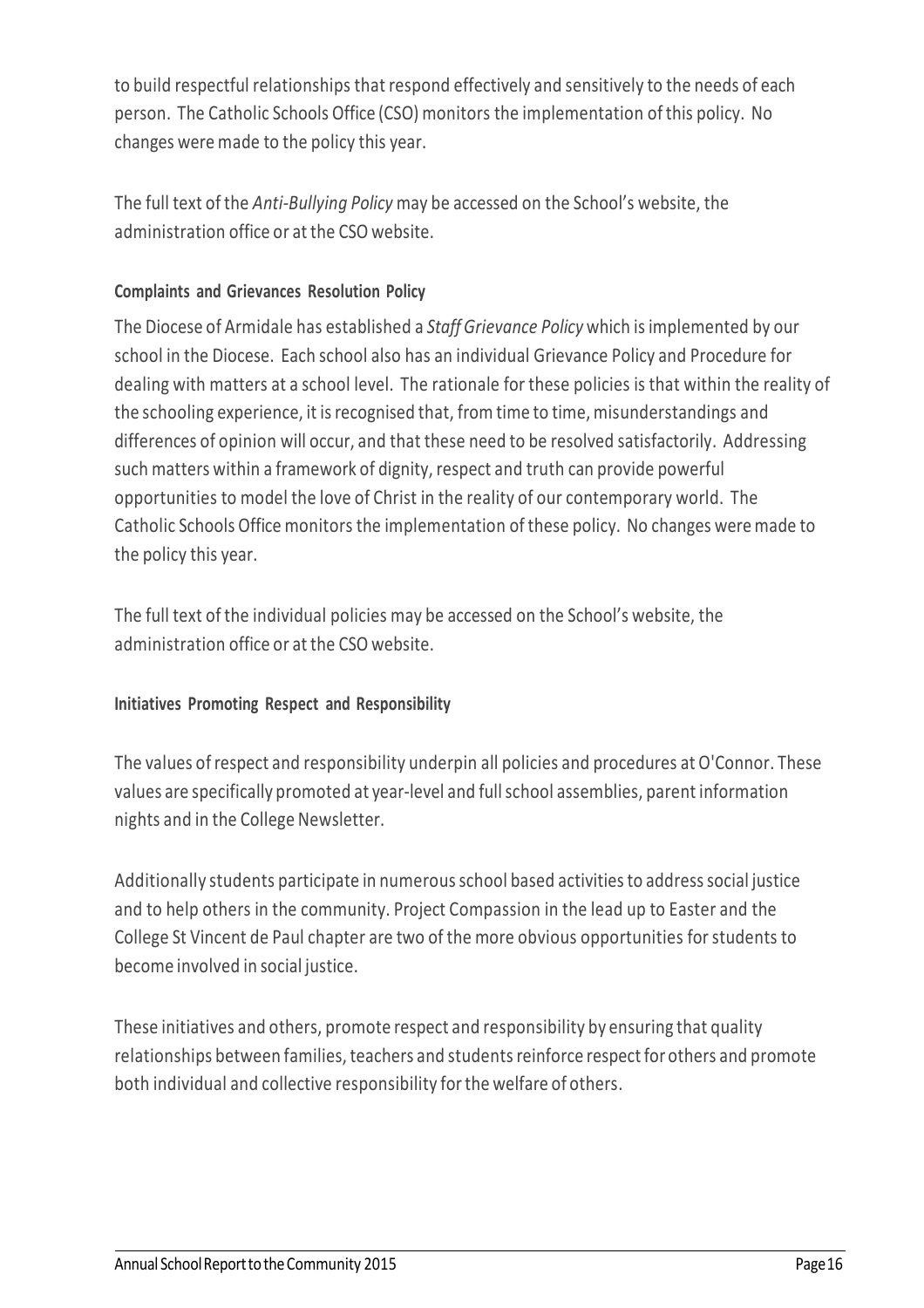to build respectful relationships that respond effectively and sensitively to the needs of each person. The Catholic Schools Office (CSO) monitors the implementation of this policy. No changes were made to the policy this year.

The full text of the *Anti-Bullying Policy* may be accessed on the School's website, the administration office or at the CSO website.

**Complaints and Grievances Resolution Policy**

The Diocese of Armidale has established a *Staff Grievance Policy* which is implemented by our school in the Diocese. Each school also has an individual Grievance Policy and Procedure for dealing with matters at a school level. The rationale for these policies is that within the reality of the schooling experience, it is recognised that, from time to time, misunderstandings and differences of opinion will occur, and that these need to be resolved satisfactorily. Addressing such matters within a framework of dignity, respect and truth can provide powerful opportunities to model the love of Christ in the reality of our contemporary world. The Catholic Schools Office monitors the implementation of these policy. No changes were made to the policy this year.

The full text of the individual policies may be accessed on the School's website, the administration office or at the CSO website.

**Initiatives Promoting Respect and Responsibility**

The values of respect and responsibility underpin all policies and procedures at O'Connor. These values are specifically promoted at year-level and full school assemblies, parent information nights and in the College Newsletter.

Additionally students participate in numerous school based activities to address social justice and to help others in the community. Project Compassion in the lead up to Easter and the College St Vincent de Paul chapter are two of the more obvious opportunities for students to become involved in social justice.

These initiatives and others, promote respect and responsibility by ensuring that quality relationships between families, teachers and students reinforce respect for others and promote both individual and collective responsibility for the welfare of others.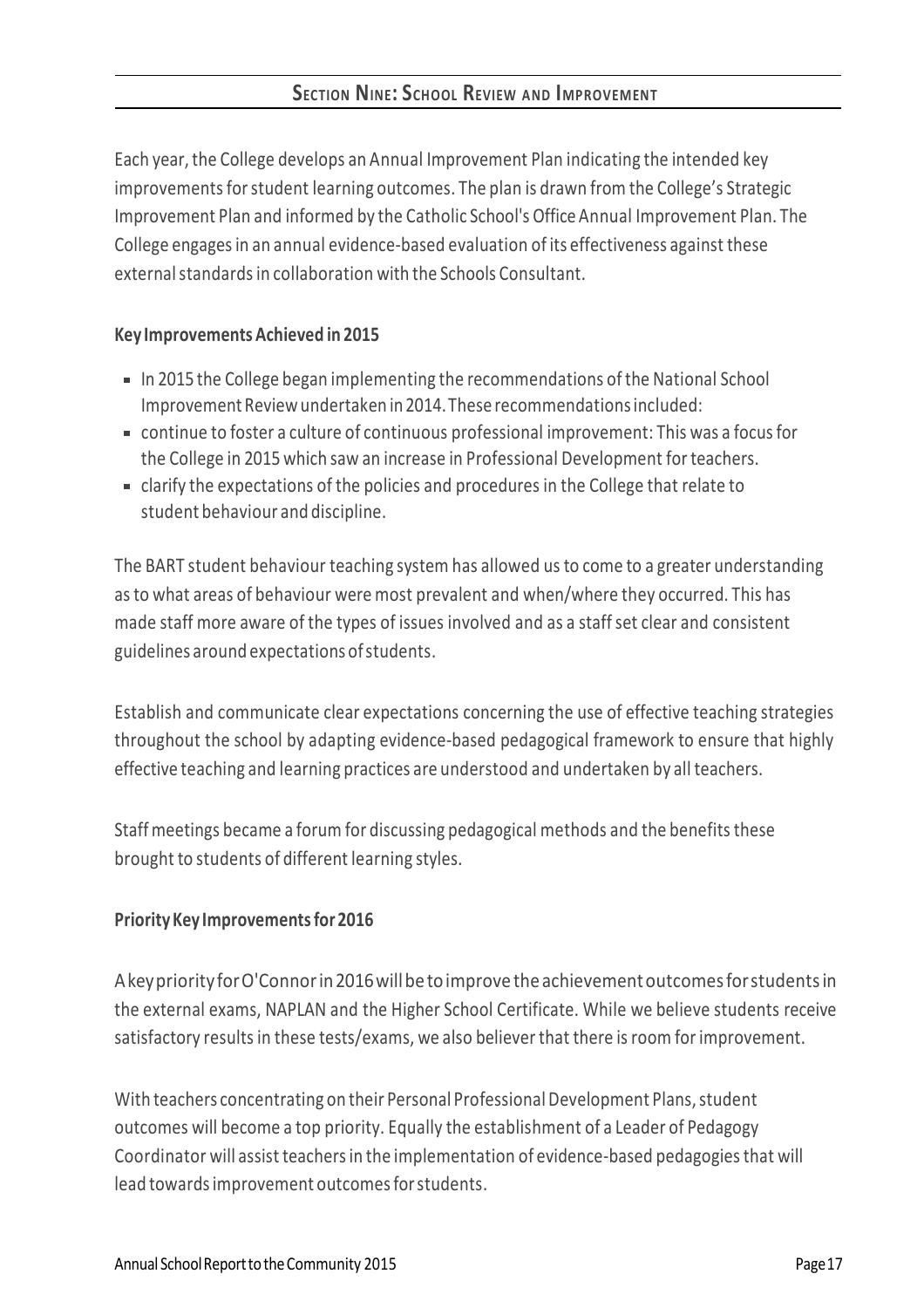## Section Nine: School Review and Improvement

Each year, the College develops an Annual Improvement Plan indicating the intended key improvements for student learning outcomes. The plan is drawn from the College's Strategic Improvement Plan and informed by the Catholic School's Office Annual Improvement Plan. The College engages in an annual evidence-based evaluation of its effectiveness against these external standards in collaboration with the Schools Consultant.

**Key Improvements Achieved in 2015**

- In 2015 the College began implementing the recommendations of the National School Improvement Review undertaken in 2014. These recommendations included:
- continue to foster a culture of continuous professional improvement: This was a focus for the College in 2015 which saw an increase in Professional Development for teachers.
- clarify the expectations of the policies and procedures in the College that relate to student behaviour and discipline.

The BART student behaviour teaching system has allowed us to come to a greater understanding as to what areas of behaviour were most prevalent and when/where they occurred. This has made staff more aware of the types of issues involved and as a staff set clear and consistent guidelines around expectations of students.

Establish and communicate clear expectations concerning the use of effective teaching strategies throughout the school by adapting evidence-based pedagogical framework to ensure that highly effective teaching and learning practices are understood and undertaken by all teachers.

Staff meetings became a forum for discussing pedagogical methods and the benefits these brought to students of different learning styles.

**Priority Key Improvements for 2016**

A key priority for O'Connor in 2016 will be to improve the achievement outcomes for students in the external exams, NAPLAN and the Higher School Certificate. While we believe students receive satisfactory results in these tests/exams, we also believer that there is room for improvement.

With teachers concentrating on their Personal Professional Development Plans, student outcomes will become a top priority. Equally the establishment of a Leader of Pedagogy Coordinator will assist teachers in the implementation of evidence-based pedagogies that will lead towards improvement outcomes for students.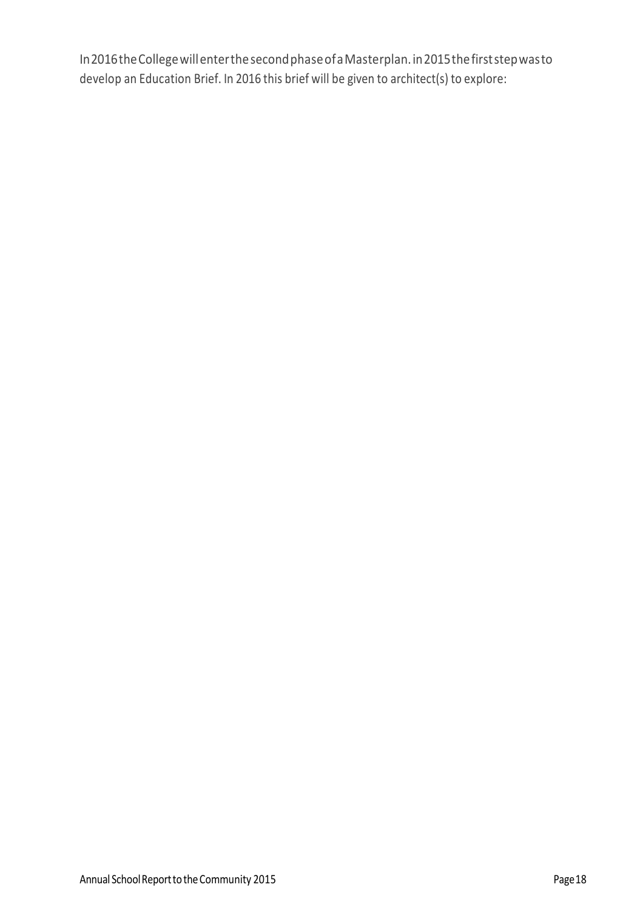In 2016 the College will enter the second phase of a Masterplan. in 2015 the first step was to develop an Education Brief. In 2016 this brief will be given to architect(s) to explore: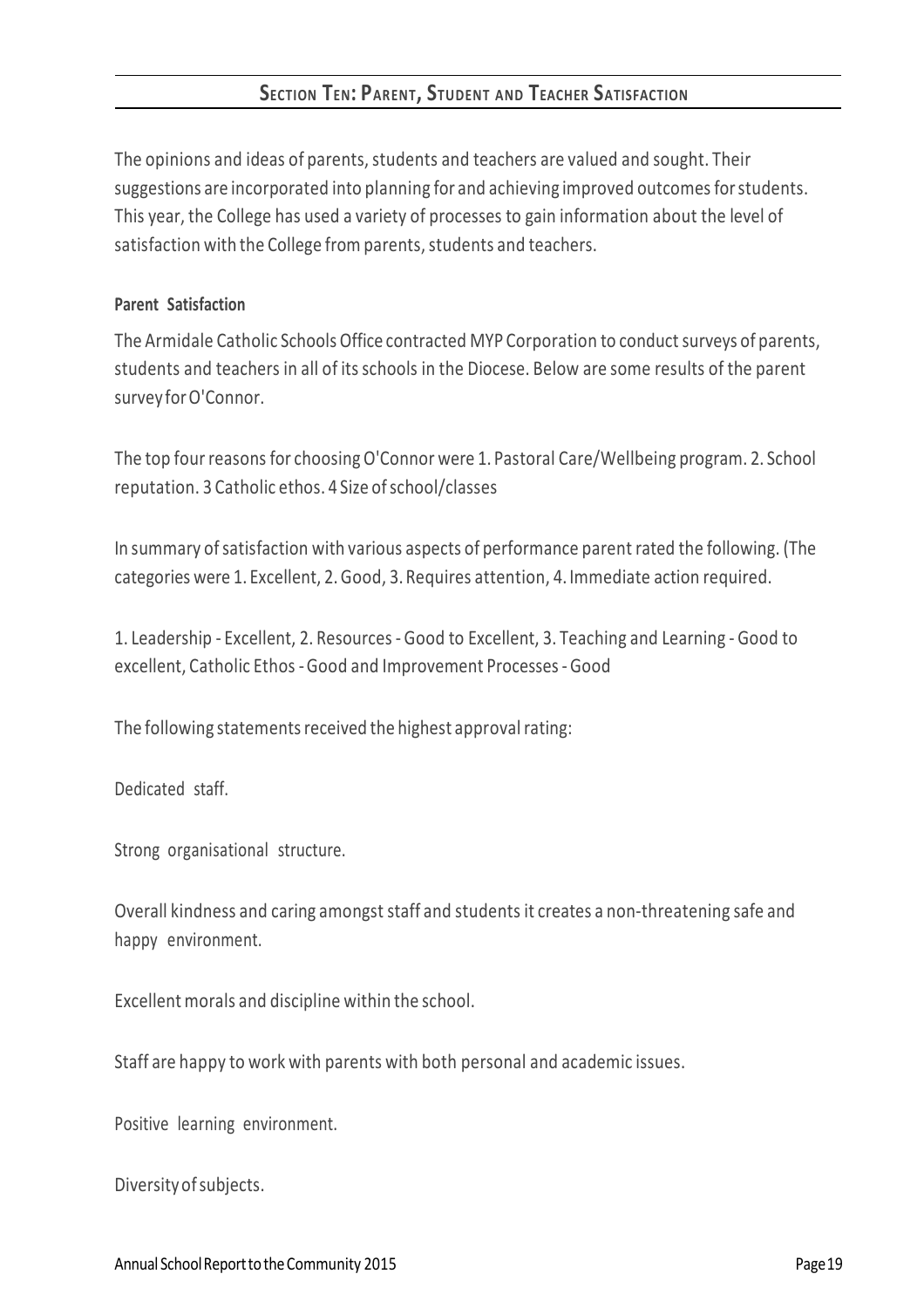## Section Ten: Parent, Student and Teacher Satisfaction

The opinions and ideas of parents, students and teachers are valued and sought. Their suggestions are incorporated into planning for and achieving improved outcomes for students. This year, the College has used a variety of processes to gain information about the level of satisfaction with the College from parents, students and teachers.

**Parent Satisfaction**

The Armidale Catholic Schools Office contracted MYP Corporation to conduct surveys of parents, students and teachers in all of its schools in the Diocese. Below are some results of the parent survey for O'Connor.

The top four reasons for choosing O'Connor were 1. Pastoral Care/Wellbeing program. 2. School reputation. 3 Catholic ethos. 4 Size of school/classes

In summary of satisfaction with various aspects of performance parent rated the following. (The categories were 1. Excellent, 2. Good, 3. Requires attention, 4. Immediate action required.

1. Leadership - Excellent, 2. Resources - Good to Excellent, 3. Teaching and Learning - Good to excellent, Catholic Ethos - Good and Improvement Processes - Good

The following statements received the highest approval rating:

Dedicated staff.

Strong organisational structure.

Overall kindness and caring amongst staff and students it creates a non-threatening safe and happy environment.

Excellent morals and discipline within the school.

Staff are happy to work with parents with both personal and academic issues.

Positive learning environment.

Diversity of subjects.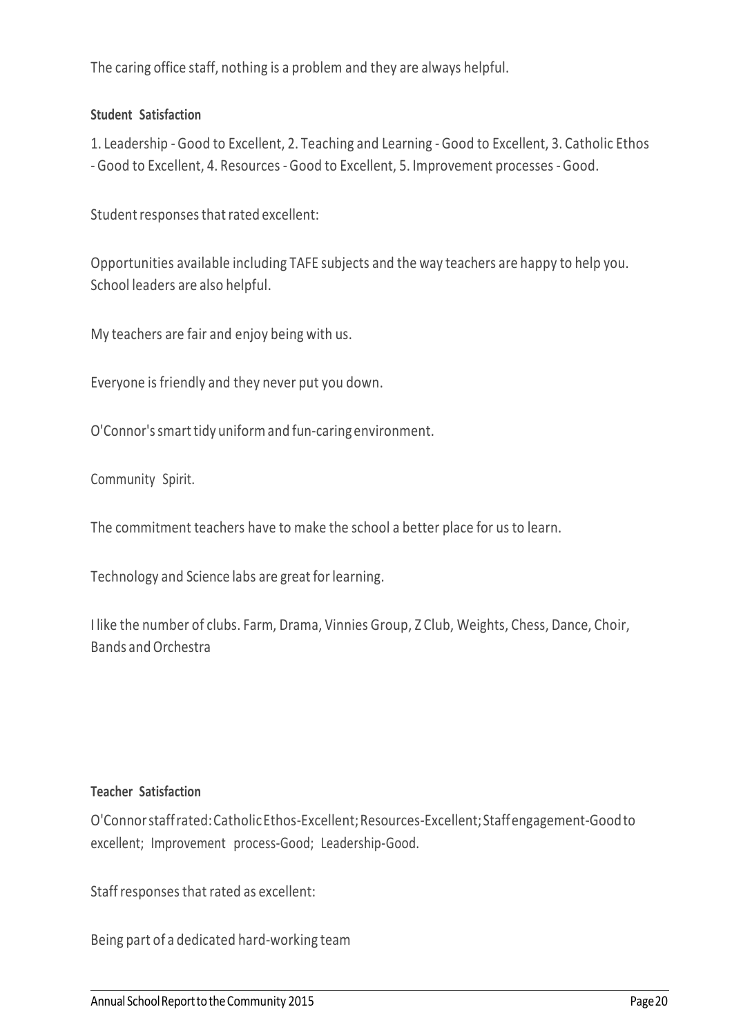The caring office staff, nothing is a problem and they are always helpful.

**Student Satisfaction**

1. Leadership - Good to Excellent, 2. Teaching and Learning - Good to Excellent, 3. Catholic Ethos - Good to Excellent, 4. Resources - Good to Excellent, 5. Improvement processes - Good.

Student responses that rated excellent:

Opportunities available including TAFE subjects and the way teachers are happy to help you. School leaders are also helpful.

My teachers are fair and enjoy being with us.

Everyone is friendly and they never put you down.

O'Connor's smart tidy uniform and fun-caring environment.

Community Spirit.

The commitment teachers have to make the school a better place for us to learn.

Technology and Science labs are great for learning.

I like the number of clubs. Farm, Drama, Vinnies Group, Z Club, Weights, Chess, Dance, Choir, Bands and Orchestra

**Teacher Satisfaction**

O'Connor staff rated: Catholic Ethos-Excellent; Resources-Excellent; Staff engagement-Good to excellent; Improvement process-Good; Leadership-Good.

Staff responses that rated as excellent:

Being part of a dedicated hard-working team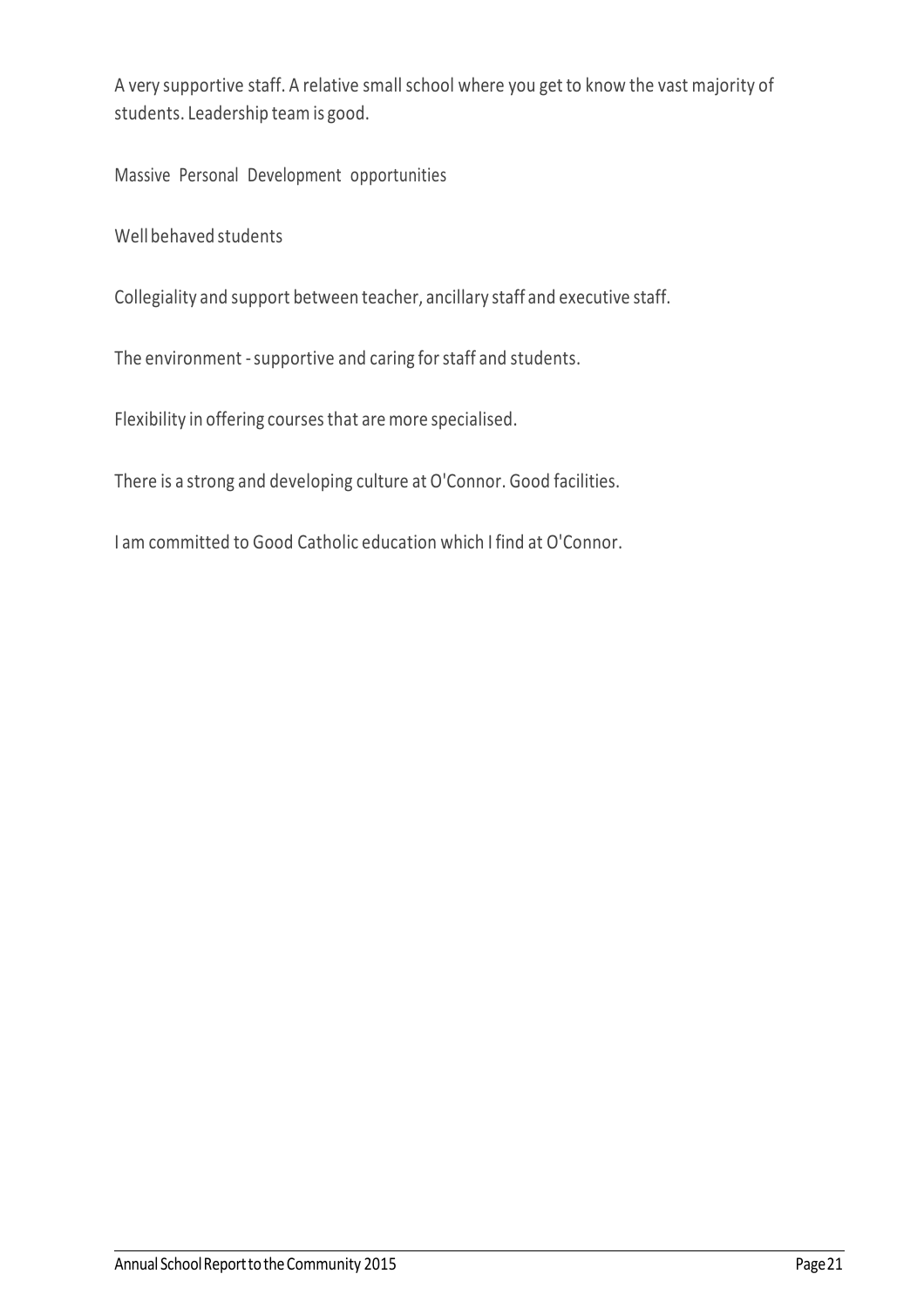A very supportive staff. A relative small school where you get to know the vast majority of students. Leadership team is good.

Massive Personal Development opportunities

Well behaved students

Collegiality and support between teacher, ancillary staff and executive staff.

The environment - supportive and caring for staff and students.

Flexibility in offering courses that are more specialised.

There is a strong and developing culture at O'Connor. Good facilities.

I am committed to Good Catholic education which I find at O'Connor.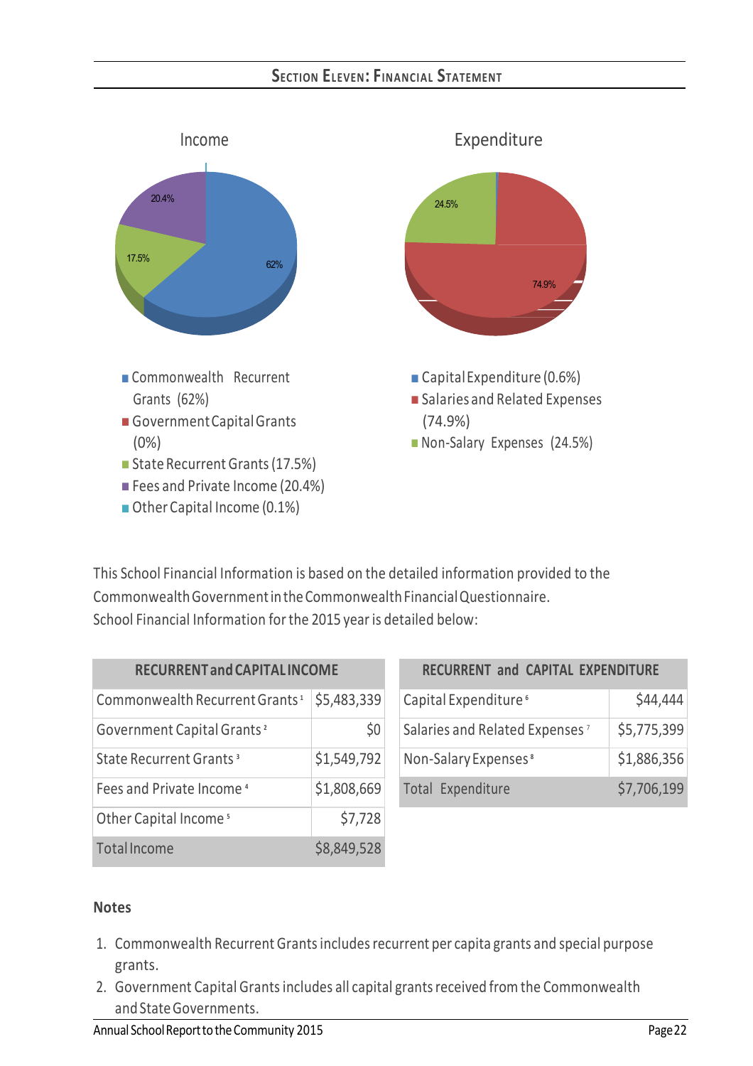## Section Eleven: Financial Statement

### Income

- Commonwealth Recurrent Grants (62%)
- Government Capital Grants (0%)
- State Recurrent Grants (17.5%)
- Fees and Private Income (20.4%)
- Other Capital Income (0.1%)

### Expenditure

- Capital Expenditure (0.6%)
- Salaries and Related Expenses (74.9%)
- Non-Salary Expenses (24.5%)

This School Financial Information is based on the detailed information provided to the Commonwealth Government in the Commonwealth Financial Questionnaire.
School Financial Information for the 2015 year is detailed below:

| RECURRENT and CAPITAL INCOME | |
|---|---|
| Commonwealth Recurrent Grants [1] | $5,483,339 |
| Government Capital Grants [2] | $0 |
| State Recurrent Grants [3] | $1,549,792 |
| Fees and Private Income [4] | $1,808,669 |
| Other Capital Income [5] | $7,728 |
| Total Income | $8,849,528 |

| RECURRENT and CAPITAL EXPENDITURE | |
|---|---|
| Capital Expenditure [6] | $44,444 |
| Salaries and Related Expenses [7] | $5,775,399 |
| Non-Salary Expenses [8] | $1,886,356 |
| Total Expenditure | $7,706,199 |

**Notes**

1. Commonwealth Recurrent Grants includes recurrent per capita grants and special purpose grants.
2. Government Capital Grants includes all capital grants received from the Commonwealth and State Governments.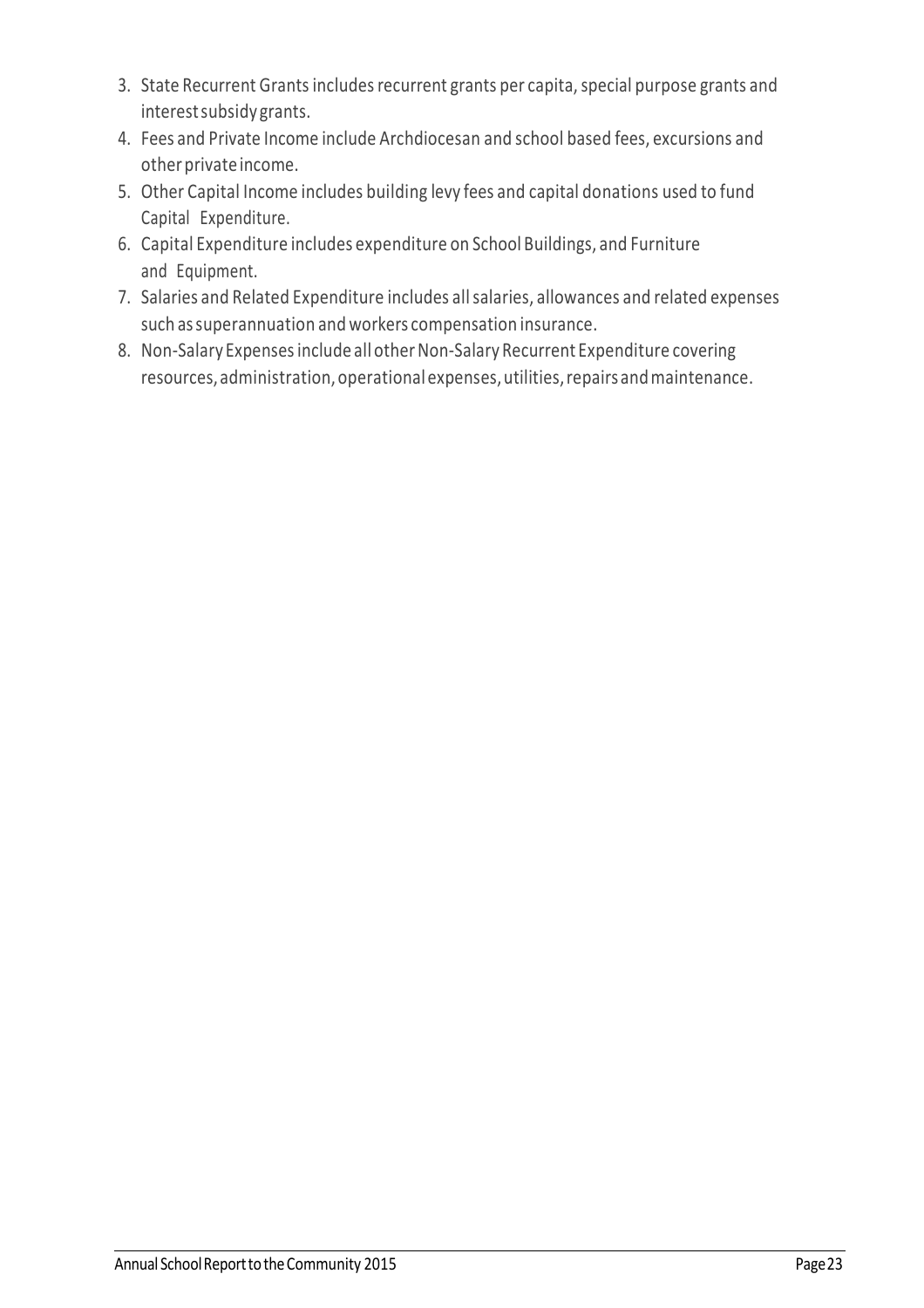3. State Recurrent Grants includes recurrent grants per capita, special purpose grants and interest subsidy grants.
4. Fees and Private Income include Archdiocesan and school based fees, excursions and other private income.
5. Other Capital Income includes building levy fees and capital donations used to fund Capital Expenditure.
6. Capital Expenditure includes expenditure on School Buildings, and Furniture and Equipment.
7. Salaries and Related Expenditure includes all salaries, allowances and related expenses such as superannuation and workers compensation insurance.
8. Non-Salary Expenses include all other Non-Salary Recurrent Expenditure covering resources, administration, operational expenses, utilities, repairs and maintenance.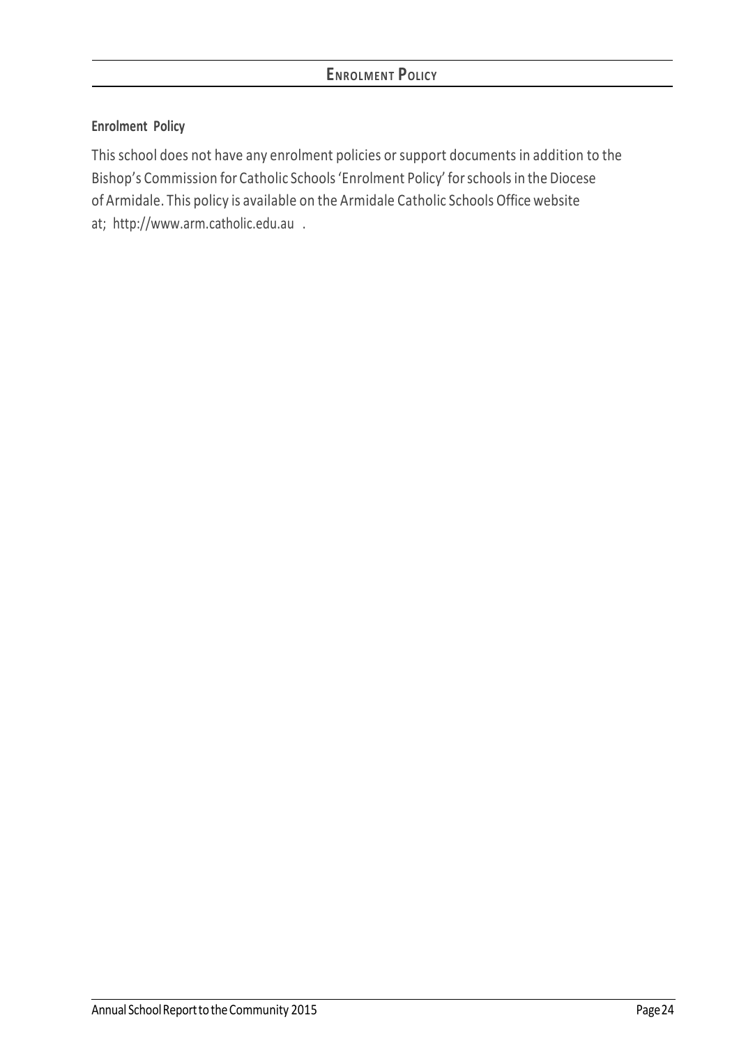## Enrolment Policy

**Enrolment Policy**

This school does not have any enrolment policies or support documents in addition to the Bishop's Commission for Catholic Schools 'Enrolment Policy' for schools in the Diocese of Armidale. This policy is available on the Armidale Catholic Schools Office website at; http://www.arm.catholic.edu.au .